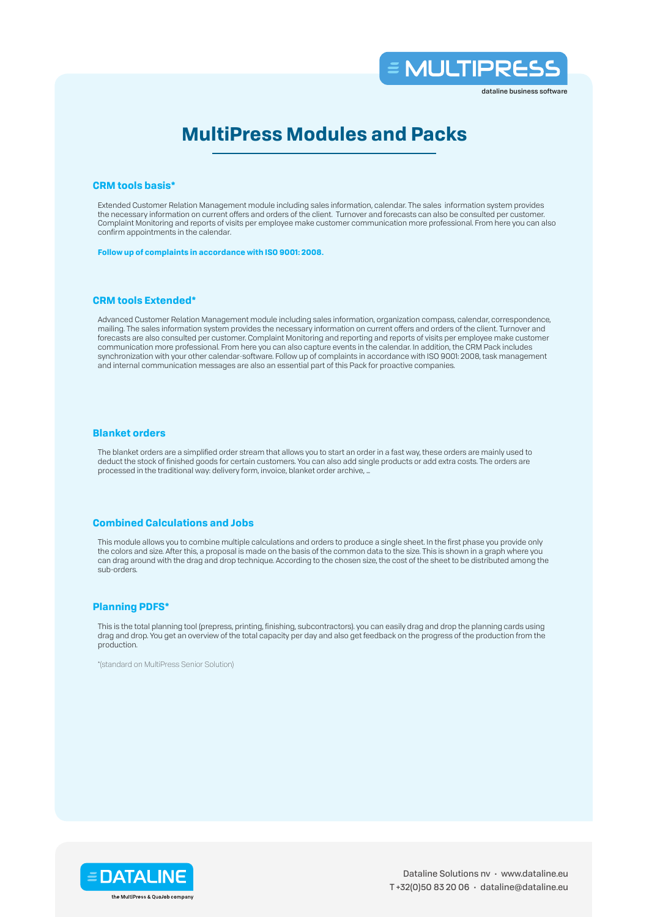# MultiPress Modules and Packs

### CRM tools basis*

Extended Customer Relation Management module including sales information, calendar. The sales information system provides the necessary information on current offers and orders of the client. Turnover and forecasts can also be consulted per customer. Complaint Monitoring and reports of visits per employee make customer communication more professional. From here you can also confirm appointments in the calendar.

**Follow up of complaints in accordance with ISO 9001: 2008.**

### CRM tools Extended*

Advanced Customer Relation Management module including sales information, organization compass, calendar, correspondence, mailing. The sales information system provides the necessary information on current offers and orders of the client. Turnover and forecasts are also consulted per customer. Complaint Monitoring and reporting and reports of visits per employee make customer communication more professional. From here you can also capture events in the calendar. In addition, the CRM Pack includes synchronization with your other calendar-software. Follow up of complaints in accordance with ISO 9001: 2008, task management and internal communication messages are also an essential part of this Pack for proactive companies.

### Blanket orders

The blanket orders are a simplified order stream that allows you to start an order in a fast way, these orders are mainly used to deduct the stock of finished goods for certain customers. You can also add single products or add extra costs. The orders are processed in the traditional way: delivery form, invoice, blanket order archive, ...

### Combined Calculations and Jobs

This module allows you to combine multiple calculations and orders to produce a single sheet. In the first phase you provide only the colors and size. After this, a proposal is made on the basis of the common data to the size. This is shown in a graph where you can drag around with the drag and drop technique. According to the chosen size, the cost of the sheet to be distributed among the sub-orders.

### Planning PDFS*

This is the total planning tool (prepress, printing, finishing, subcontractors). you can easily drag and drop the planning cards using drag and drop. You get an overview of the total capacity per day and also get feedback on the progress of the production from the production.

*(standard on MultiPress Senior Solution)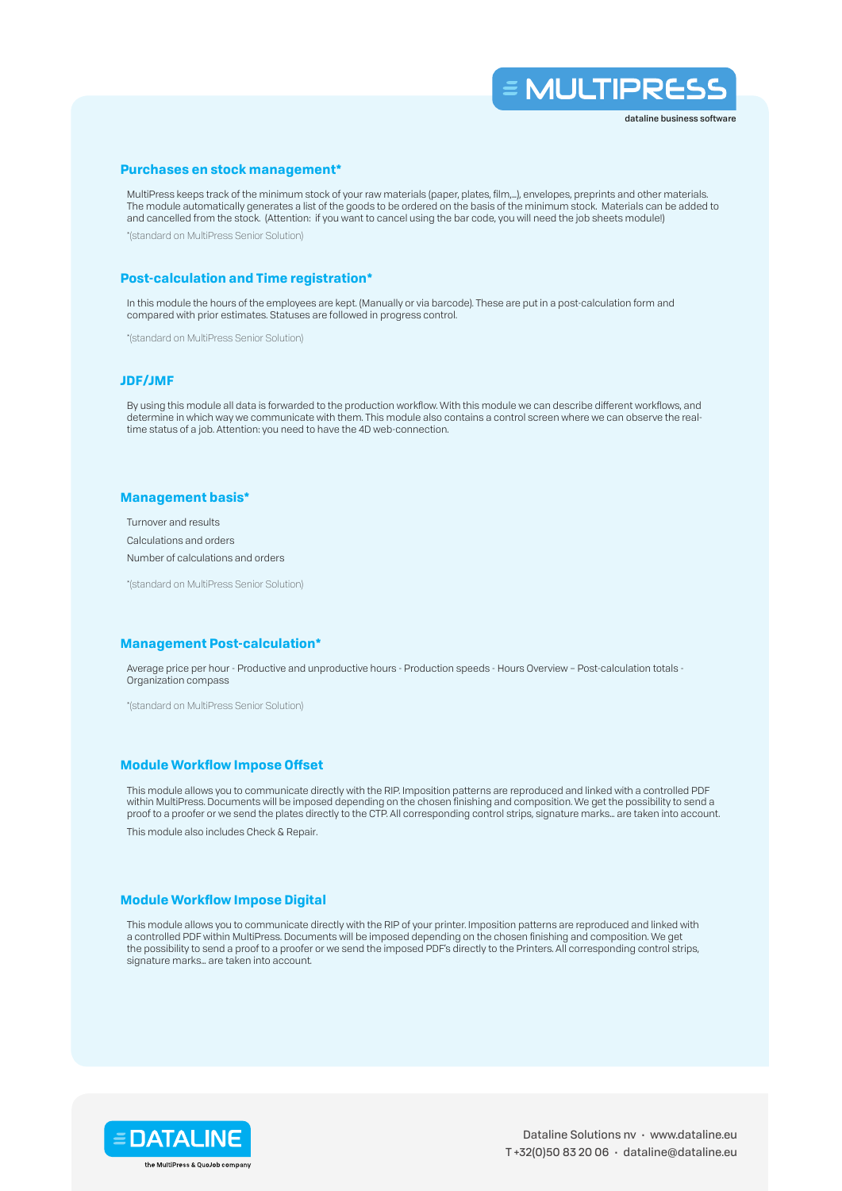## Purchases en stock management*

MultiPress keeps track of the minimum stock of your raw materials (paper, plates, film,...), envelopes, preprints and other materials. The module automatically generates a list of the goods to be ordered on the basis of the minimum stock. Materials can be added to and cancelled from the stock. (Attention: if you want to cancel using the bar code, you will need the job sheets module!)

*(standard on MultiPress Senior Solution)

## Post-calculation and Time registration*

In this module the hours of the employees are kept. (Manually or via barcode). These are put in a post-calculation form and compared with prior estimates. Statuses are followed in progress control.

*(standard on MultiPress Senior Solution)

## JDF/JMF

By using this module all data is forwarded to the production workflow. With this module we can describe different workflows, and determine in which way we communicate with them. This module also contains a control screen where we can observe the real-time status of a job. Attention: you need to have the 4D web-connection.

## Management basis*

Turnover and results

Calculations and orders

Number of calculations and orders

*(standard on MultiPress Senior Solution)

## Management Post-calculation*

Average price per hour - Productive and unproductive hours - Production speeds - Hours Overview – Post-calculation totals - Organization compass

*(standard on MultiPress Senior Solution)

## Module Workflow Impose Offset

This module allows you to communicate directly with the RIP. Imposition patterns are reproduced and linked with a controlled PDF within MultiPress. Documents will be imposed depending on the chosen finishing and composition. We get the possibility to send a proof to a proofer or we send the plates directly to the CTP. All corresponding control strips, signature marks... are taken into account.

This module also includes Check & Repair.

## Module Workflow Impose Digital

This module allows you to communicate directly with the RIP of your printer. Imposition patterns are reproduced and linked with a controlled PDF within MultiPress. Documents will be imposed depending on the chosen finishing and composition. We get the possibility to send a proof to a proofer or we send the imposed PDF's directly to the Printers. All corresponding control strips, signature marks... are taken into account.

Dataline Solutions nv · www.dataline.eu
T +32(0)50 83 20 06 · dataline@dataline.eu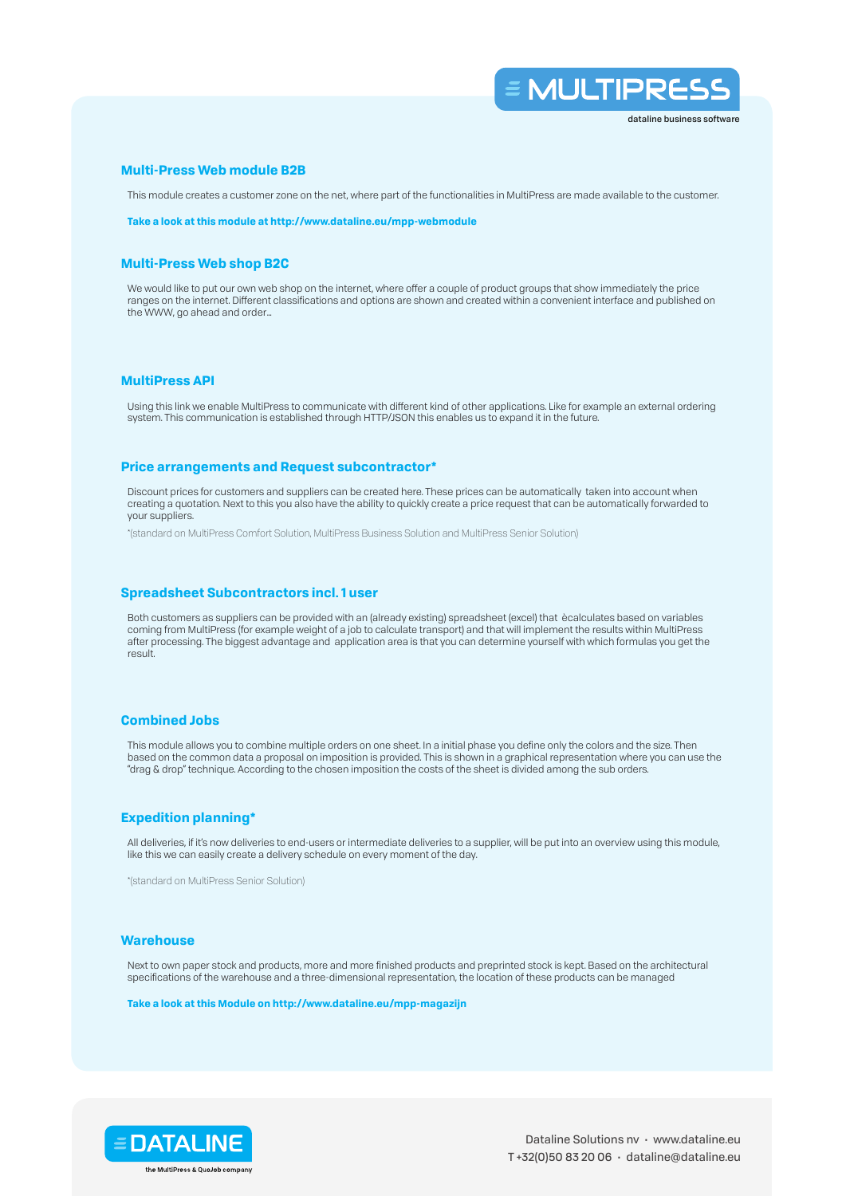## Multi-Press Web module B2B

This module creates a customer zone on the net, where part of the functionalities in MultiPress are made available to the customer.

**Take a look at this module at http://www.dataline.eu/mpp-webmodule**

## Multi-Press Web shop B2C

We would like to put our own web shop on the internet, where offer a couple of product groups that show immediately the price ranges on the internet. Different classifications and options are shown and created within a convenient interface and published on the WWW, go ahead and order...

## MultiPress API

Using this link we enable MultiPress to communicate with different kind of other applications. Like for example an external ordering system. This communication is established through HTTP/JSON this enables us to expand it in the future.

## Price arrangements and Request subcontractor*

Discount prices for customers and suppliers can be created here. These prices can be automatically taken into account when creating a quotation. Next to this you also have the ability to quickly create a price request that can be automatically forwarded to your suppliers.

*(standard on MultiPress Comfort Solution, MultiPress Business Solution and MultiPress Senior Solution)

## Spreadsheet Subcontractors incl. 1 user

Both customers as suppliers can be provided with an (already existing) spreadsheet (excel) that èalculates based on variables coming from MultiPress (for example weight of a job to calculate transport) and that will implement the results within MultiPress after processing. The biggest advantage and application area is that you can determine yourself with which formulas you get the result.

## Combined Jobs

This module allows you to combine multiple orders on one sheet. In a initial phase you define only the colors and the size. Then based on the common data a proposal on imposition is provided. This is shown in a graphical representation where you can use the "drag & drop" technique. According to the chosen imposition the costs of the sheet is divided among the sub orders.

## Expedition planning*

All deliveries, if it's now deliveries to end-users or intermediate deliveries to a supplier, will be put into an overview using this module, like this we can easily create a delivery schedule on every moment of the day.

*(standard on MultiPress Senior Solution)

## Warehouse

Next to own paper stock and products, more and more finished products and preprinted stock is kept. Based on the architectural specifications of the warehouse and a three-dimensional representation, the location of these products can be managed

**Take a look at this Module on http://www.dataline.eu/mpp-magazijn**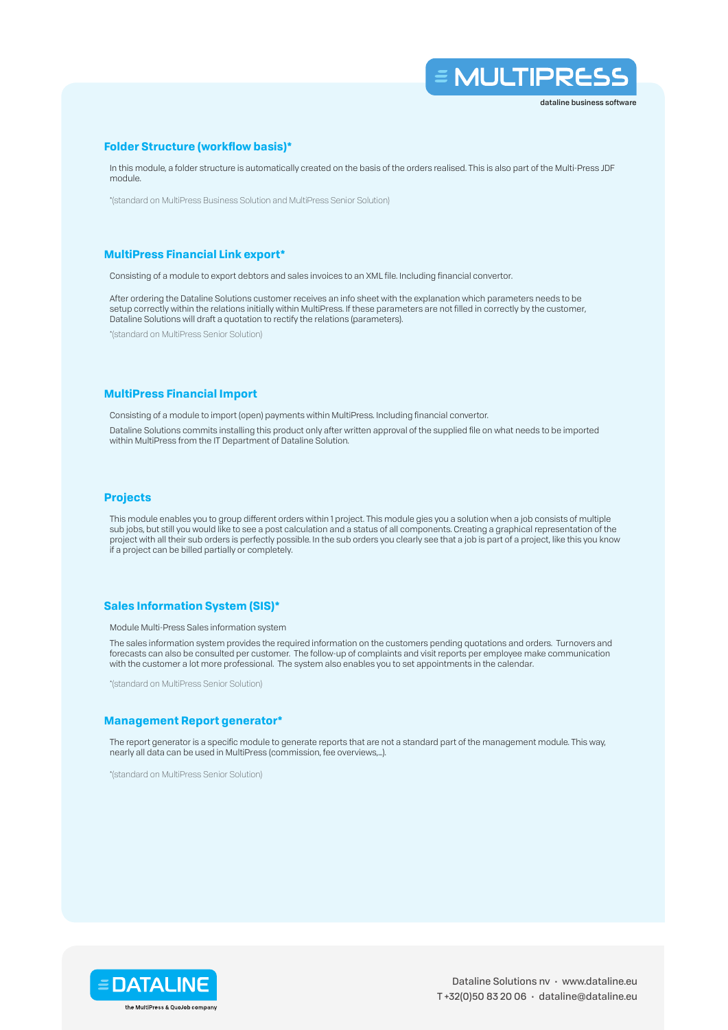### Folder Structure (workflow basis)*

In this module, a folder structure is automatically created on the basis of the orders realised. This is also part of the Multi-Press JDF module.

*(standard on MultiPress Business Solution and MultiPress Senior Solution)

### MultiPress Financial Link export*

Consisting of a module to export debtors and sales invoices to an XML file. Including financial convertor.

After ordering the Dataline Solutions customer receives an info sheet with the explanation which parameters needs to be setup correctly within the relations initially within MultiPress. If these parameters are not filled in correctly by the customer, Dataline Solutions will draft a quotation to rectify the relations (parameters).

*(standard on MultiPress Senior Solution)

### MultiPress Financial Import

Consisting of a module to import (open) payments within MultiPress. Including financial convertor.

Dataline Solutions commits installing this product only after written approval of the supplied file on what needs to be imported within MultiPress from the IT Department of Dataline Solution.

### Projects

This module enables you to group different orders within 1 project. This module gies you a solution when a job consists of multiple sub jobs, but still you would like to see a post calculation and a status of all components. Creating a graphical representation of the project with all their sub orders is perfectly possible. In the sub orders you clearly see that a job is part of a project, like this you know if a project can be billed partially or completely.

### Sales Information System (SIS)*

Module Multi-Press Sales information system

The sales information system provides the required information on the customers pending quotations and orders. Turnovers and forecasts can also be consulted per customer. The follow-up of complaints and visit reports per employee make communication with the customer a lot more professional. The system also enables you to set appointments in the calendar.

*(standard on MultiPress Senior Solution)

### Management Report generator*

The report generator is a specific module to generate reports that are not a standard part of the management module. This way, nearly all data can be used in MultiPress (commission, fee overviews,...).

*(standard on MultiPress Senior Solution)

Dataline Solutions nv · www.dataline.eu
T +32(0)50 83 20 06 · dataline@dataline.eu